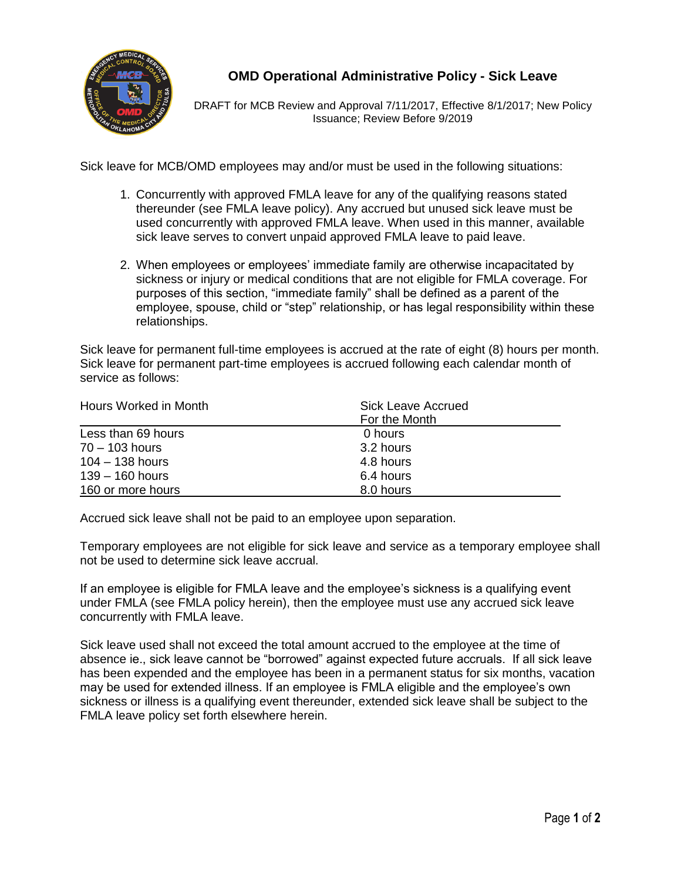# OMD Operational Administrative Policy - Sick Leave

DRAFT for MCB Review and Approval 7/11/2017, Effective 8/1/2017; New Policy Issuance; Review Before 9/2019

Sick leave for MCB/OMD employees may and/or must be used in the following situations:

1. Concurrently with approved FMLA leave for any of the qualifying reasons stated thereunder (see FMLA leave policy). Any accrued but unused sick leave must be used concurrently with approved FMLA leave. When used in this manner, available sick leave serves to convert unpaid approved FMLA leave to paid leave.

2. When employees or employees' immediate family are otherwise incapacitated by sickness or injury or medical conditions that are not eligible for FMLA coverage. For purposes of this section, "immediate family" shall be defined as a parent of the employee, spouse, child or "step" relationship, or has legal responsibility within these relationships.

Sick leave for permanent full-time employees is accrued at the rate of eight (8) hours per month. Sick leave for permanent part-time employees is accrued following each calendar month of service as follows:

| Hours Worked in Month | Sick Leave Accrued For the Month |
|---|---|
| Less than 69 hours | 0 hours |
| 70 – 103 hours | 3.2 hours |
| 104 – 138 hours | 4.8 hours |
| 139 – 160 hours | 6.4 hours |
| 160 or more hours | 8.0 hours |

Accrued sick leave shall not be paid to an employee upon separation.

Temporary employees are not eligible for sick leave and service as a temporary employee shall not be used to determine sick leave accrual.

If an employee is eligible for FMLA leave and the employee's sickness is a qualifying event under FMLA (see FMLA policy herein), then the employee must use any accrued sick leave concurrently with FMLA leave.

Sick leave used shall not exceed the total amount accrued to the employee at the time of absence ie., sick leave cannot be "borrowed" against expected future accruals. If all sick leave has been expended and the employee has been in a permanent status for six months, vacation may be used for extended illness. If an employee is FMLA eligible and the employee's own sickness or illness is a qualifying event thereunder, extended sick leave shall be subject to the FMLA leave policy set forth elsewhere herein.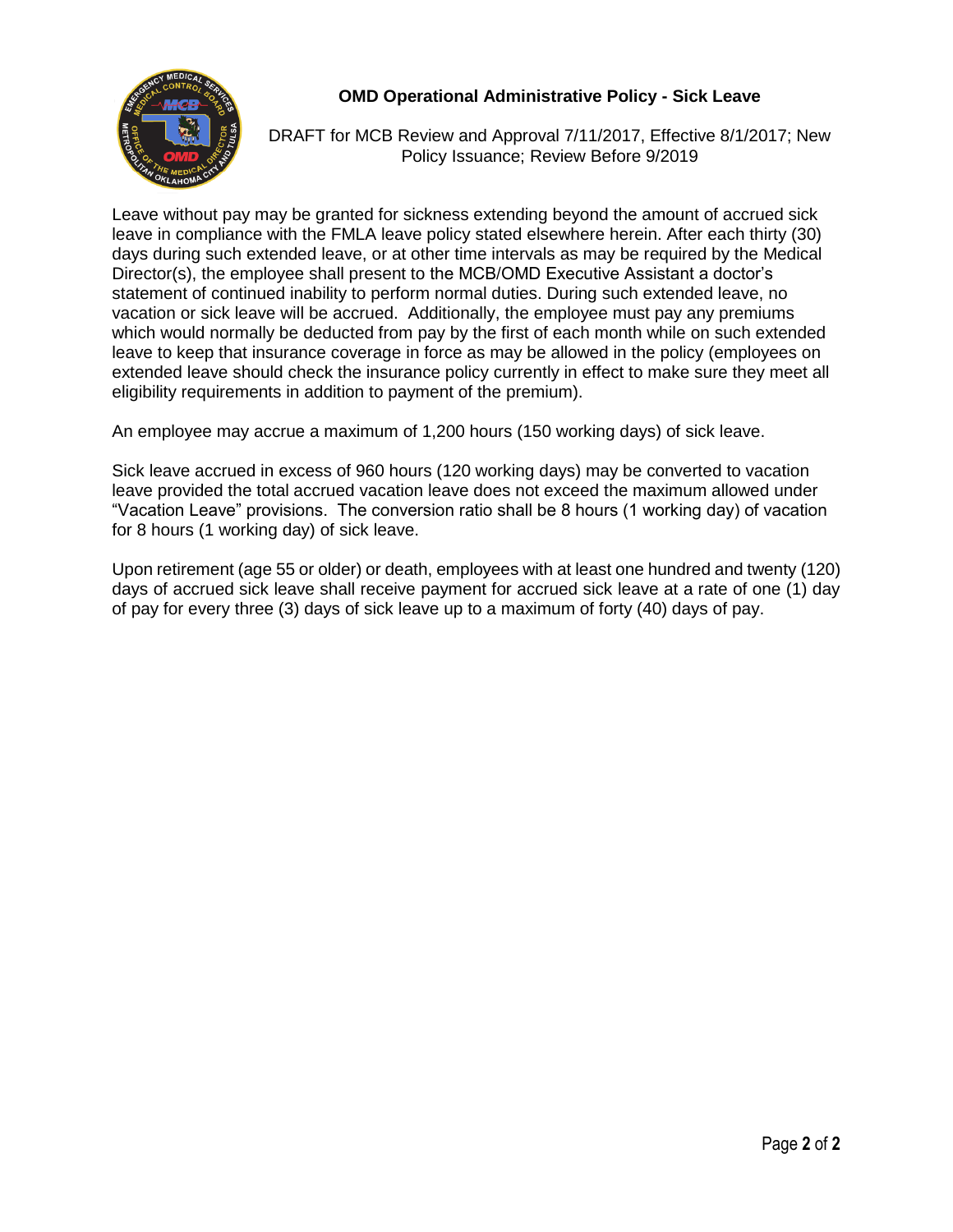Leave without pay may be granted for sickness extending beyond the amount of accrued sick leave in compliance with the FMLA leave policy stated elsewhere herein. After each thirty (30) days during such extended leave, or at other time intervals as may be required by the Medical Director(s), the employee shall present to the MCB/OMD Executive Assistant a doctor's statement of continued inability to perform normal duties. During such extended leave, no vacation or sick leave will be accrued. Additionally, the employee must pay any premiums which would normally be deducted from pay by the first of each month while on such extended leave to keep that insurance coverage in force as may be allowed in the policy (employees on extended leave should check the insurance policy currently in effect to make sure they meet all eligibility requirements in addition to payment of the premium).

An employee may accrue a maximum of 1,200 hours (150 working days) of sick leave.

Sick leave accrued in excess of 960 hours (120 working days) may be converted to vacation leave provided the total accrued vacation leave does not exceed the maximum allowed under "Vacation Leave" provisions. The conversion ratio shall be 8 hours (1 working day) of vacation for 8 hours (1 working day) of sick leave.

Upon retirement (age 55 or older) or death, employees with at least one hundred and twenty (120) days of accrued sick leave shall receive payment for accrued sick leave at a rate of one (1) day of pay for every three (3) days of sick leave up to a maximum of forty (40) days of pay.